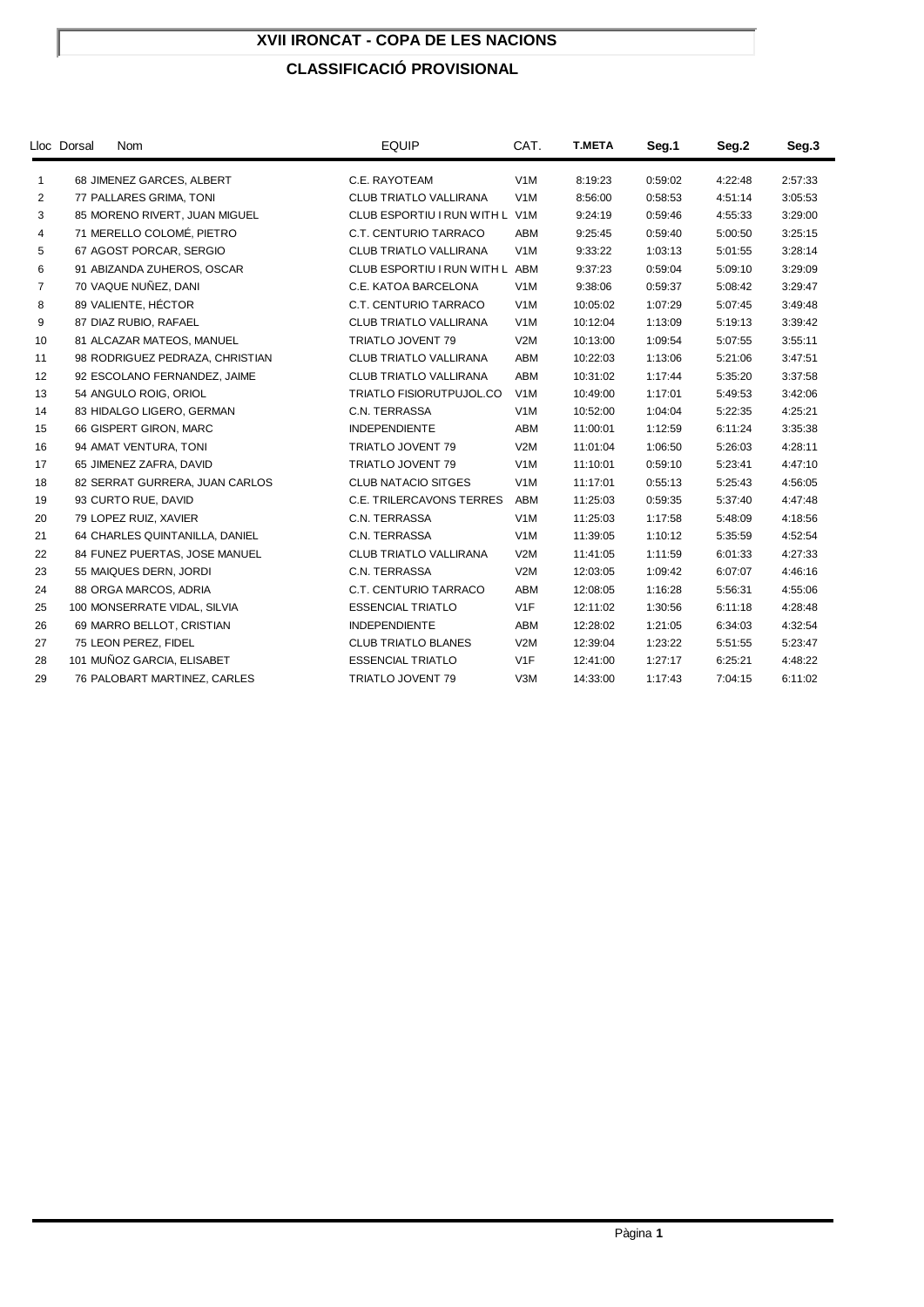# XVII IRONCAT - COPA DE LES NACIONS

## CLASSIFICACIÓ PROVISIONAL

| Lloc | Dorsal | Nom | EQUIP | CAT. | T.META | Seg.1 | Seg.2 | Seg.3 |
|---|---|---|---|---|---|---|---|---|
| 1 | 68 | JIMENEZ GARCES, ALBERT | C.E. RAYOTEAM | V1M | 8:19:23 | 0:59:02 | 4:22:48 | 2:57:33 |
| 2 | 77 | PALLARES GRIMA, TONI | CLUB TRIATLO VALLIRANA | V1M | 8:56:00 | 0:58:53 | 4:51:14 | 3:05:53 |
| 3 | 85 | MORENO RIVERT, JUAN MIGUEL | CLUB ESPORTIU I RUN WITH L | V1M | 9:24:19 | 0:59:46 | 4:55:33 | 3:29:00 |
| 4 | 71 | MERELLO COLOMÉ, PIETRO | C.T. CENTURIO TARRACO | ABM | 9:25:45 | 0:59:40 | 5:00:50 | 3:25:15 |
| 5 | 67 | AGOST PORCAR, SERGIO | CLUB TRIATLO VALLIRANA | V1M | 9:33:22 | 1:03:13 | 5:01:55 | 3:28:14 |
| 6 | 91 | ABIZANDA ZUHEROS, OSCAR | CLUB ESPORTIU I RUN WITH L | ABM | 9:37:23 | 0:59:04 | 5:09:10 | 3:29:09 |
| 7 | 70 | VAQUE NUÑEZ, DANI | C.E. KATOA BARCELONA | V1M | 9:38:06 | 0:59:37 | 5:08:42 | 3:29:47 |
| 8 | 89 | VALIENTE, HÉCTOR | C.T. CENTURIO TARRACO | V1M | 10:05:02 | 1:07:29 | 5:07:45 | 3:49:48 |
| 9 | 87 | DIAZ RUBIO, RAFAEL | CLUB TRIATLO VALLIRANA | V1M | 10:12:04 | 1:13:09 | 5:19:13 | 3:39:42 |
| 10 | 81 | ALCAZAR MATEOS, MANUEL | TRIATLO JOVENT 79 | V2M | 10:13:00 | 1:09:54 | 5:07:55 | 3:55:11 |
| 11 | 98 | RODRIGUEZ PEDRAZA, CHRISTIAN | CLUB TRIATLO VALLIRANA | ABM | 10:22:03 | 1:13:06 | 5:21:06 | 3:47:51 |
| 12 | 92 | ESCOLANO FERNANDEZ, JAIME | CLUB TRIATLO VALLIRANA | ABM | 10:31:02 | 1:17:44 | 5:35:20 | 3:37:58 |
| 13 | 54 | ANGULO ROIG, ORIOL | TRIATLO FISIORUTPUJOL.CO | V1M | 10:49:00 | 1:17:01 | 5:49:53 | 3:42:06 |
| 14 | 83 | HIDALGO LIGERO, GERMAN | C.N. TERRASSA | V1M | 10:52:00 | 1:04:04 | 5:22:35 | 4:25:21 |
| 15 | 66 | GISPERT GIRON, MARC | INDEPENDIENTE | ABM | 11:00:01 | 1:12:59 | 6:11:24 | 3:35:38 |
| 16 | 94 | AMAT VENTURA, TONI | TRIATLO JOVENT 79 | V2M | 11:01:04 | 1:06:50 | 5:26:03 | 4:28:11 |
| 17 | 65 | JIMENEZ ZAFRA, DAVID | TRIATLO JOVENT 79 | V1M | 11:10:01 | 0:59:10 | 5:23:41 | 4:47:10 |
| 18 | 82 | SERRAT GURRERA, JUAN CARLOS | CLUB NATACIO SITGES | V1M | 11:17:01 | 0:55:13 | 5:25:43 | 4:56:05 |
| 19 | 93 | CURTO RUE, DAVID | C.E. TRILERCAVONS TERRES | ABM | 11:25:03 | 0:59:35 | 5:37:40 | 4:47:48 |
| 20 | 79 | LOPEZ RUIZ, XAVIER | C.N. TERRASSA | V1M | 11:25:03 | 1:17:58 | 5:48:09 | 4:18:56 |
| 21 | 64 | CHARLES QUINTANILLA, DANIEL | C.N. TERRASSA | V1M | 11:39:05 | 1:10:12 | 5:35:59 | 4:52:54 |
| 22 | 84 | FUNEZ PUERTAS, JOSE MANUEL | CLUB TRIATLO VALLIRANA | V2M | 11:41:05 | 1:11:59 | 6:01:33 | 4:27:33 |
| 23 | 55 | MAIQUES DERN, JORDI | C.N. TERRASSA | V2M | 12:03:05 | 1:09:42 | 6:07:07 | 4:46:16 |
| 24 | 88 | ORGA MARCOS, ADRIA | C.T. CENTURIO TARRACO | ABM | 12:08:05 | 1:16:28 | 5:56:31 | 4:55:06 |
| 25 | 100 | MONSERRATE VIDAL, SILVIA | ESSENCIAL TRIATLO | V1F | 12:11:02 | 1:30:56 | 6:11:18 | 4:28:48 |
| 26 | 69 | MARRO BELLOT, CRISTIAN | INDEPENDIENTE | ABM | 12:28:02 | 1:21:05 | 6:34:03 | 4:32:54 |
| 27 | 75 | LEON PEREZ, FIDEL | CLUB TRIATLO BLANES | V2M | 12:39:04 | 1:23:22 | 5:51:55 | 5:23:47 |
| 28 | 101 | MUÑOZ GARCIA, ELISABET | ESSENCIAL TRIATLO | V1F | 12:41:00 | 1:27:17 | 6:25:21 | 4:48:22 |
| 29 | 76 | PALOBART MARTINEZ, CARLES | TRIATLO JOVENT 79 | V3M | 14:33:00 | 1:17:43 | 7:04:15 | 6:11:02 |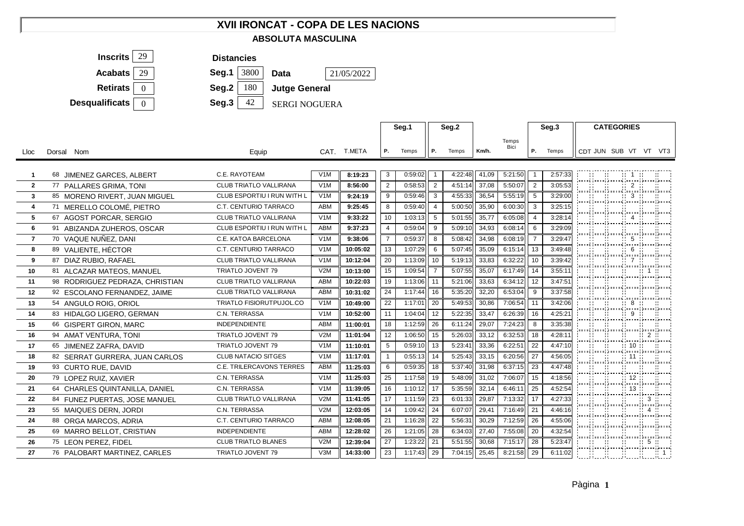# XVII IRONCAT - COPA DE LES NACIONS

## ABSOLUTA MASCULINA

| | | | | |
|---|---|---|---|---|
| **Inscrits** | 29 | **Distancies** | | |
| **Acabats** | 29 | **Seg.1** 3800 | **Data** | 21/05/2022 |
| **Retirats** | 0 | **Seg.2** 180 | **Jutge General** | |
| **Desqualificats** | 0 | **Seg.3** 42 | SERGI NOGUERA | |

| Lloc | Dorsal | Nom | Equip | CAT. | T.META | Seg.1 | | Seg.2 | | | | Seg.3 | | CATEGORIES | | | | | |
|---|---|---|---|---|---|---|---|---|---|---|---|---|---|---|---|---|---|---|---|
| | | | | | | P. | Temps | P. | Temps | Km/h. | Temps Bici | P. | Temps | CDT | JUN | SUB | VT | VT | VT3 |
| 1 | 68 | JIMENEZ GARCES, ALBERT | C.E. RAYOTEAM | V1M | 8:19:23 | 3 | 0:59:02 | 1 | 4:22:48 | 41,09 | 5:21:50 | 1 | 2:57:33 | | | | 1 | | |
| 2 | 77 | PALLARES GRIMA, TONI | CLUB TRIATLO VALLIRANA | V1M | 8:56:00 | 2 | 0:58:53 | 2 | 4:51:14 | 37,08 | 5:50:07 | 2 | 3:05:53 | | | | 2 | | |
| 3 | 85 | MORENO RIVERT, JUAN MIGUEL | CLUB ESPORTIU I RUN WITH L | V1M | 9:24:19 | 9 | 0:59:46 | 3 | 4:55:33 | 36,54 | 5:55:19 | 5 | 3:29:00 | | | | 3 | | |
| 4 | 71 | MERELLO COLOMÉ, PIETRO | C.T. CENTURIO TARRACO | ABM | 9:25:45 | 8 | 0:59:40 | 4 | 5:00:50 | 35,90 | 6:00:30 | 3 | 3:25:15 | | | | | | |
| 5 | 67 | AGOST PORCAR, SERGIO | CLUB TRIATLO VALLIRANA | V1M | 9:33:22 | 10 | 1:03:13 | 5 | 5:01:55 | 35,77 | 6:05:08 | 4 | 3:28:14 | | | | 4 | | |
| 6 | 91 | ABIZANDA ZUHEROS, OSCAR | CLUB ESPORTIU I RUN WITH L | ABM | 9:37:23 | 4 | 0:59:04 | 9 | 5:09:10 | 34,93 | 6:08:14 | 6 | 3:29:09 | | | | | | |
| 7 | 70 | VAQUE NUÑEZ, DANI | C.E. KATOA BARCELONA | V1M | 9:38:06 | 7 | 0:59:37 | 8 | 5:08:42 | 34,98 | 6:08:19 | 7 | 3:29:47 | | | | 5 | | |
| 8 | 89 | VALIENTE, HÉCTOR | C.T. CENTURIO TARRACO | V1M | 10:05:02 | 13 | 1:07:29 | 6 | 5:07:45 | 35,09 | 6:15:14 | 13 | 3:49:48 | | | | 6 | | |
| 9 | 87 | DIAZ RUBIO, RAFAEL | CLUB TRIATLO VALLIRANA | V1M | 10:12:04 | 20 | 1:13:09 | 10 | 5:19:13 | 33,83 | 6:32:22 | 10 | 3:39:42 | | | | 7 | | |
| 10 | 81 | ALCAZAR MATEOS, MANUEL | TRIATLO JOVENT 79 | V2M | 10:13:00 | 15 | 1:09:54 | 7 | 5:07:55 | 35,07 | 6:17:49 | 14 | 3:55:11 | | | | | 1 | |
| 11 | 98 | RODRIGUEZ PEDRAZA, CHRISTIAN | CLUB TRIATLO VALLIRANA | ABM | 10:22:03 | 19 | 1:13:06 | 11 | 5:21:06 | 33,63 | 6:34:12 | 12 | 3:47:51 | | | | | | |
| 12 | 92 | ESCOLANO FERNANDEZ, JAIME | CLUB TRIATLO VALLIRANA | ABM | 10:31:02 | 24 | 1:17:44 | 16 | 5:35:20 | 32,20 | 6:53:04 | 9 | 3:37:58 | | | | | | |
| 13 | 54 | ANGULO ROIG, ORIOL | TRIATLO FISIORUTPUJOL.CO | V1M | 10:49:00 | 22 | 1:17:01 | 20 | 5:49:53 | 30,86 | 7:06:54 | 11 | 3:42:06 | | | | 8 | | |
| 14 | 83 | HIDALGO LIGERO, GERMAN | C.N. TERRASSA | V1M | 10:52:00 | 11 | 1:04:04 | 12 | 5:22:35 | 33,47 | 6:26:39 | 16 | 4:25:21 | | | | 9 | | |
| 15 | 66 | GISPERT GIRON, MARC | INDEPENDIENTE | ABM | 11:00:01 | 18 | 1:12:59 | 26 | 6:11:24 | 29,07 | 7:24:23 | 8 | 3:35:38 | | | | | | |
| 16 | 94 | AMAT VENTURA, TONI | TRIATLO JOVENT 79 | V2M | 11:01:04 | 12 | 1:06:50 | 15 | 5:26:03 | 33,12 | 6:32:53 | 18 | 4:28:11 | | | | | 2 | |
| 17 | 65 | JIMENEZ ZAFRA, DAVID | TRIATLO JOVENT 79 | V1M | 11:10:01 | 5 | 0:59:10 | 13 | 5:23:41 | 33,36 | 6:22:51 | 22 | 4:47:10 | | | | 10 | | |
| 18 | 82 | SERRAT GURRERA, JUAN CARLOS | CLUB NATACIO SITGES | V1M | 11:17:01 | 1 | 0:55:13 | 14 | 5:25:43 | 33,15 | 6:20:56 | 27 | 4:56:05 | | | | 11 | | |
| 19 | 93 | CURTO RUE, DAVID | C.E. TRILERCAVONS TERRES | ABM | 11:25:03 | 6 | 0:59:35 | 18 | 5:37:40 | 31,98 | 6:37:15 | 23 | 4:47:48 | | | | | | |
| 20 | 79 | LOPEZ RUIZ, XAVIER | C.N. TERRASSA | V1M | 11:25:03 | 25 | 1:17:58 | 19 | 5:48:09 | 31,02 | 7:06:07 | 15 | 4:18:56 | | | | 12 | | |
| 21 | 64 | CHARLES QUINTANILLA, DANIEL | C.N. TERRASSA | V1M | 11:39:05 | 16 | 1:10:12 | 17 | 5:35:59 | 32,14 | 6:46:11 | 25 | 4:52:54 | | | | 13 | | |
| 22 | 84 | FUNEZ PUERTAS, JOSE MANUEL | CLUB TRIATLO VALLIRANA | V2M | 11:41:05 | 17 | 1:11:59 | 23 | 6:01:33 | 29,87 | 7:13:32 | 17 | 4:27:33 | | | | | 3 | |
| 23 | 55 | MAIQUES DERN, JORDI | C.N. TERRASSA | V2M | 12:03:05 | 14 | 1:09:42 | 24 | 6:07:07 | 29,41 | 7:16:49 | 21 | 4:46:16 | | | | | 4 | |
| 24 | 88 | ORGA MARCOS, ADRIA | C.T. CENTURIO TARRACO | ABM | 12:08:05 | 21 | 1:16:28 | 22 | 5:56:31 | 30,29 | 7:12:59 | 26 | 4:55:06 | | | | | | |
| 25 | 69 | MARRO BELLOT, CRISTIAN | INDEPENDIENTE | ABM | 12:28:02 | 26 | 1:21:05 | 28 | 6:34:03 | 27,40 | 7:55:08 | 20 | 4:32:54 | | | | | | |
| 26 | 75 | LEON PEREZ, FIDEL | CLUB TRIATLO BLANES | V2M | 12:39:04 | 27 | 1:23:22 | 21 | 5:51:55 | 30,68 | 7:15:17 | 28 | 5:23:47 | | | | | 5 | |
| 27 | 76 | PALOBART MARTINEZ, CARLES | TRIATLO JOVENT 79 | V3M | 14:33:00 | 23 | 1:17:43 | 29 | 7:04:15 | 25,45 | 8:21:58 | 29 | 6:11:02 | | | | | | 1 |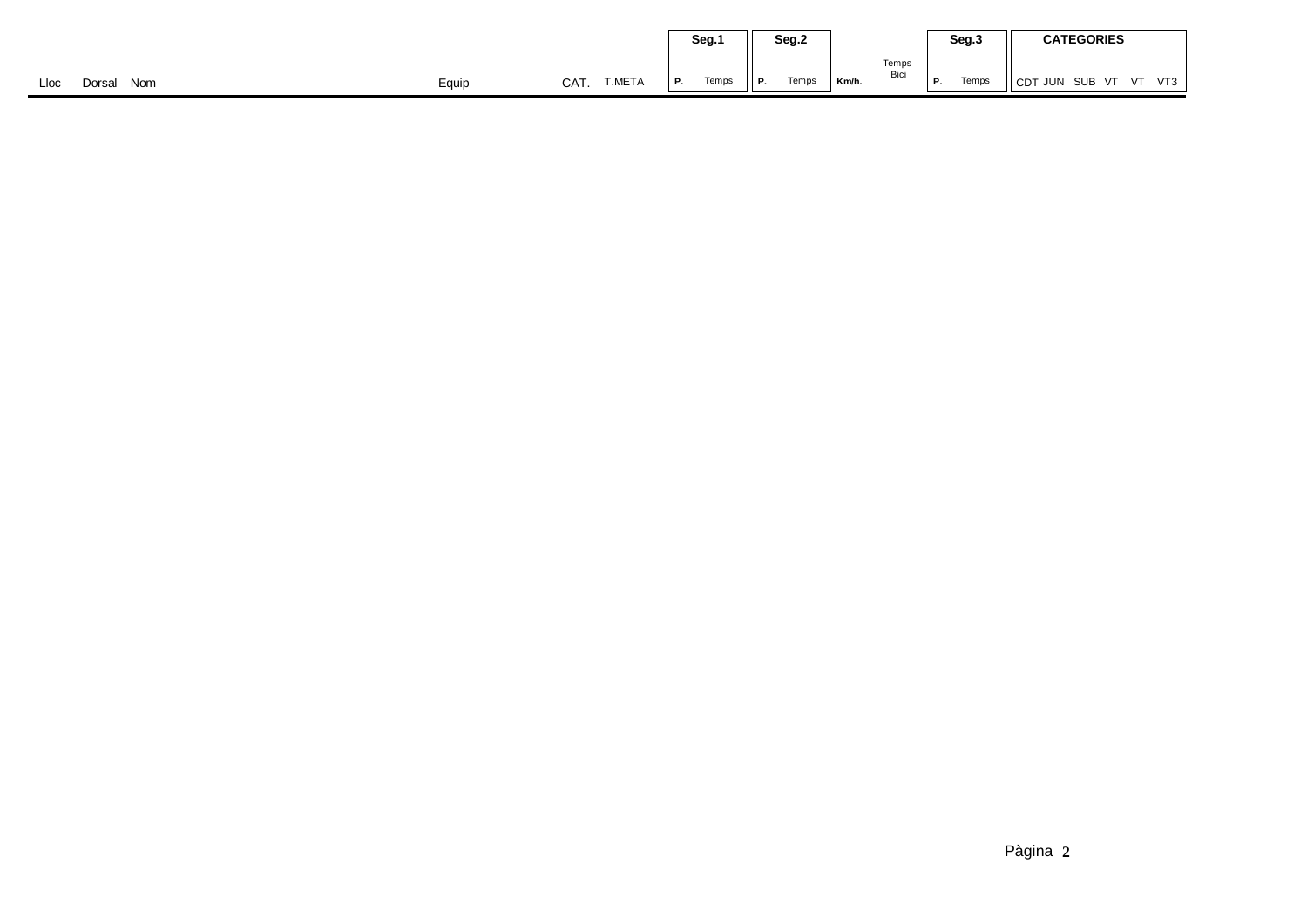| Lloc | Dorsal | Nom | Equip | CAT. | T.META | Seg.1 | | Seg.2 | | Km/h. | Temps Bici | Seg.3 | | CATEGORIES | | | | | |
|---|---|---|---|---|---|---|---|---|---|---|---|---|---|---|---|---|---|---|---|
| | | | | | | P. | Temps | P. | Temps | | | P. | Temps | CDT | JUN | SUB | VT | VT | VT3 |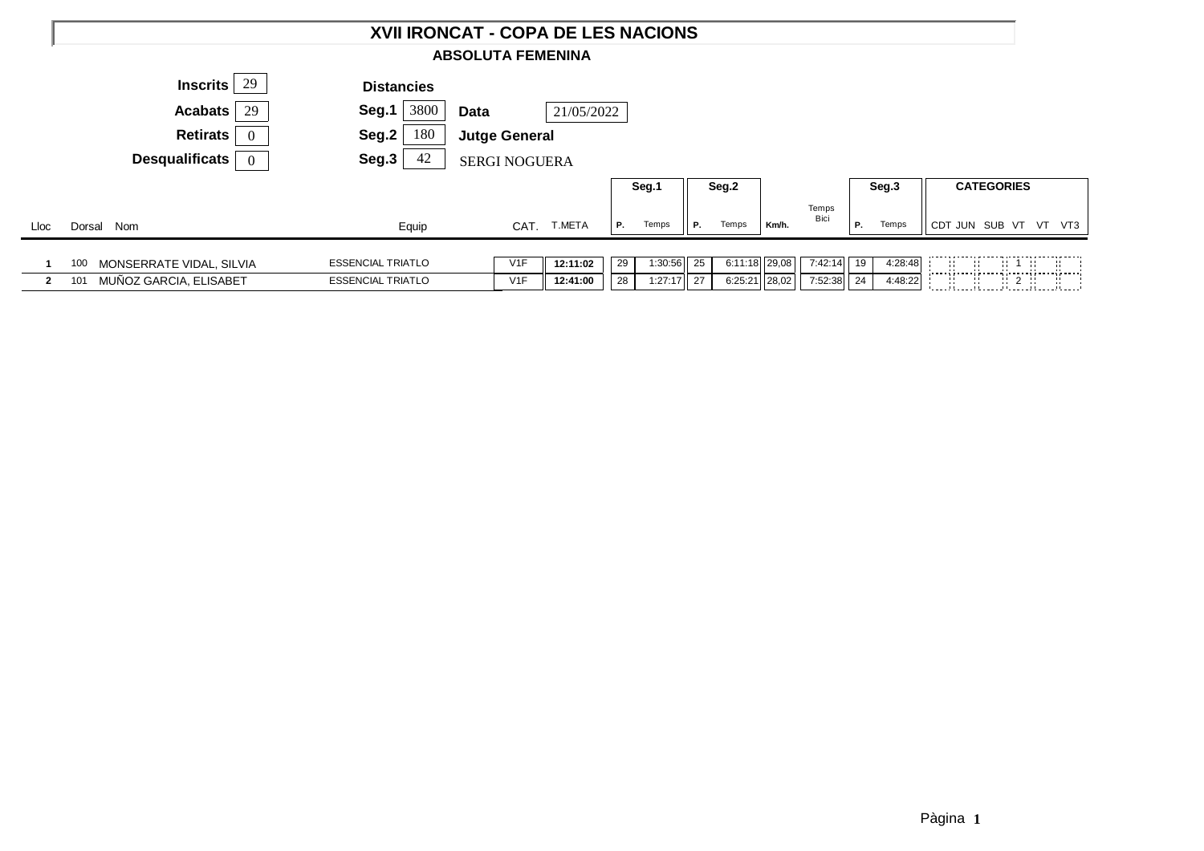# XVII IRONCAT - COPA DE LES NACIONS

## ABSOLUTA FEMENINA

**Inscrits** 29

**Acabats** 29

**Retirats** 0

**Desqualificats** 0

**Distancies**

**Seg.1** 3800

**Seg.2** 180

**Seg.3** 42

**Data** 21/05/2022

**Jutge General**

SERGI NOGUERA

| Lloc | Dorsal | Nom | Equip | CAT. | T.META | Seg.1 P. | Seg.1 Temps | Seg.2 P. | Seg.2 Temps | Km/h. | Temps Bici | Seg.3 P. | Seg.3 Temps | CDT | JUN | SUB | VT | VT | VT3 |
|---|---|---|---|---|---|---|---|---|---|---|---|---|---|---|---|---|---|---|---|
| **1** | 100 | MONSERRATE VIDAL, SILVIA | ESSENCIAL TRIATLO | V1F | **12:11:02** | 29 | 1:30:56 | 25 | 6:11:18 | 29,08 | 7:42:14 | 19 | 4:28:48 | | | | 1 | | |
| **2** | 101 | MUÑOZ GARCIA, ELISABET | ESSENCIAL TRIATLO | V1F | **12:41:00** | 28 | 1:27:17 | 27 | 6:25:21 | 28,02 | 7:52:38 | 24 | 4:48:22 | | | | 2 | | |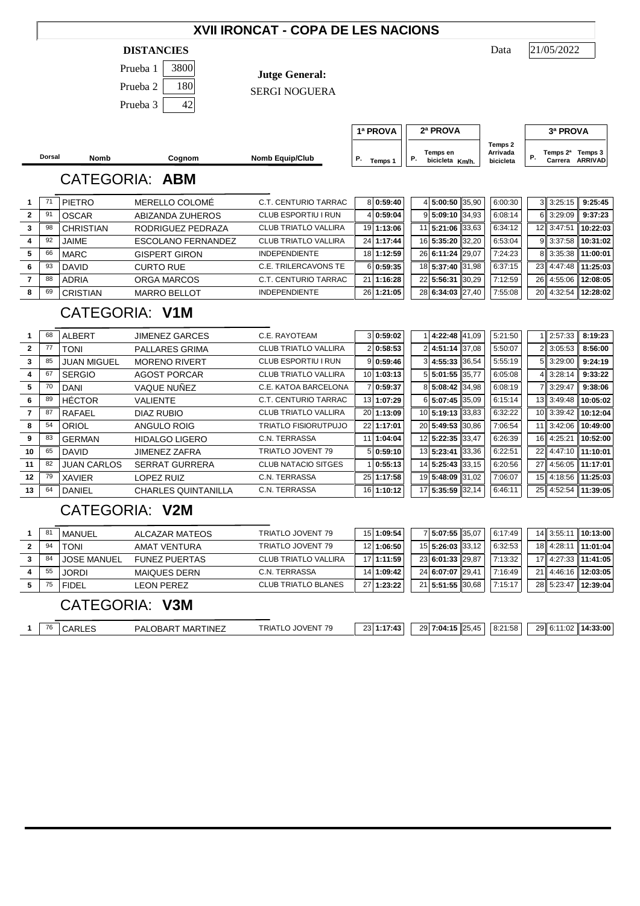# XVII IRONCAT - COPA DE LES NACIONS

**DISTANCIES**

Prueba 1: 3800

Prueba 2: 180

Prueba 3: 42

**Jutge General:** SERGI NOGUERA

Data: 21/05/2022

## CATEGORIA: ABM

| | Dorsal | Nomb | Cognom | Nomb Equip/Club | 1ª PROVA P. | 1ª PROVA Temps 1 | 2ª PROVA P. | Temps en bicicleta | Km/h. | Temps 2 Arrivada bicicleta | 3ª PROVA P. | Temps 2ª Carrera | Temps 3 ARRIVAD |
|---|---|---|---|---|---|---|---|---|---|---|---|---|---|
| 1 | 71 | PIETRO | MERELLO COLOMÉ | C.T. CENTURIO TARRAC | 8 | 0:59:40 | 4 | 5:00:50 | 35,90 | 6:00:30 | 3 | 3:25:15 | 9:25:45 |
| 2 | 91 | OSCAR | ABIZANDA ZUHEROS | CLUB ESPORTIU I RUN | 4 | 0:59:04 | 9 | 5:09:10 | 34,93 | 6:08:14 | 6 | 3:29:09 | 9:37:23 |
| 3 | 98 | CHRISTIAN | RODRIGUEZ PEDRAZA | CLUB TRIATLO VALLIRA | 19 | 1:13:06 | 11 | 5:21:06 | 33,63 | 6:34:12 | 12 | 3:47:51 | 10:22:03 |
| 4 | 92 | JAIME | ESCOLANO FERNANDEZ | CLUB TRIATLO VALLIRA | 24 | 1:17:44 | 16 | 5:35:20 | 32,20 | 6:53:04 | 9 | 3:37:58 | 10:31:02 |
| 5 | 66 | MARC | GISPERT GIRON | INDEPENDIENTE | 18 | 1:12:59 | 26 | 6:11:24 | 29,07 | 7:24:23 | 8 | 3:35:38 | 11:00:01 |
| 6 | 93 | DAVID | CURTO RUE | C.E. TRILERCAVONS TE | 6 | 0:59:35 | 18 | 5:37:40 | 31,98 | 6:37:15 | 23 | 4:47:48 | 11:25:03 |
| 7 | 88 | ADRIA | ORGA MARCOS | C.T. CENTURIO TARRAC | 21 | 1:16:28 | 22 | 5:56:31 | 30,29 | 7:12:59 | 26 | 4:55:06 | 12:08:05 |
| 8 | 69 | CRISTIAN | MARRO BELLOT | INDEPENDIENTE | 26 | 1:21:05 | 28 | 6:34:03 | 27,40 | 7:55:08 | 20 | 4:32:54 | 12:28:02 |

## CATEGORIA: V1M

| | Dorsal | Nomb | Cognom | Nomb Equip/Club | 1ª PROVA P. | 1ª PROVA Temps 1 | 2ª PROVA P. | Temps en bicicleta | Km/h. | Temps 2 Arrivada bicicleta | 3ª PROVA P. | Temps 2ª Carrera | Temps 3 ARRIVAD |
|---|---|---|---|---|---|---|---|---|---|---|---|---|---|
| 1 | 68 | ALBERT | JIMENEZ GARCES | C.E. RAYOTEAM | 3 | 0:59:02 | 1 | 4:22:48 | 41,09 | 5:21:50 | 1 | 2:57:33 | 8:19:23 |
| 2 | 77 | TONI | PALLARES GRIMA | CLUB TRIATLO VALLIRA | 2 | 0:58:53 | 2 | 4:51:14 | 37,08 | 5:50:07 | 2 | 3:05:53 | 8:56:00 |
| 3 | 85 | JUAN MIGUEL | MORENO RIVERT | CLUB ESPORTIU I RUN | 9 | 0:59:46 | 3 | 4:55:33 | 36,54 | 5:55:19 | 5 | 3:29:00 | 9:24:19 |
| 4 | 67 | SERGIO | AGOST PORCAR | CLUB TRIATLO VALLIRA | 10 | 1:03:13 | 5 | 5:01:55 | 35,77 | 6:05:08 | 4 | 3:28:14 | 9:33:22 |
| 5 | 70 | DANI | VAQUE NUÑEZ | C.E. KATOA BARCELONA | 7 | 0:59:37 | 8 | 5:08:42 | 34,98 | 6:08:19 | 7 | 3:29:47 | 9:38:06 |
| 6 | 89 | HÉCTOR | VALIENTE | C.T. CENTURIO TARRAC | 13 | 1:07:29 | 6 | 5:07:45 | 35,09 | 6:15:14 | 13 | 3:49:48 | 10:05:02 |
| 7 | 87 | RAFAEL | DIAZ RUBIO | CLUB TRIATLO VALLIRA | 20 | 1:13:09 | 10 | 5:19:13 | 33,83 | 6:32:22 | 10 | 3:39:42 | 10:12:04 |
| 8 | 54 | ORIOL | ANGULO ROIG | TRIATLO FISIORUTPUJO | 22 | 1:17:01 | 20 | 5:49:53 | 30,86 | 7:06:54 | 11 | 3:42:06 | 10:49:00 |
| 9 | 83 | GERMAN | HIDALGO LIGERO | C.N. TERRASSA | 11 | 1:04:04 | 12 | 5:22:35 | 33,47 | 6:26:39 | 16 | 4:25:21 | 10:52:00 |
| 10 | 65 | DAVID | JIMENEZ ZAFRA | TRIATLO JOVENT 79 | 5 | 0:59:10 | 13 | 5:23:41 | 33,36 | 6:22:51 | 22 | 4:47:10 | 11:10:01 |
| 11 | 82 | JUAN CARLOS | SERRAT GURRERA | CLUB NATACIO SITGES | 1 | 0:55:13 | 14 | 5:25:43 | 33,15 | 6:20:56 | 27 | 4:56:05 | 11:17:01 |
| 12 | 79 | XAVIER | LOPEZ RUIZ | C.N. TERRASSA | 25 | 1:17:58 | 19 | 5:48:09 | 31,02 | 7:06:07 | 15 | 4:18:56 | 11:25:03 |
| 13 | 64 | DANIEL | CHARLES QUINTANILLA | C.N. TERRASSA | 16 | 1:10:12 | 17 | 5:35:59 | 32,14 | 6:46:11 | 25 | 4:52:54 | 11:39:05 |

## CATEGORIA: V2M

| | Dorsal | Nomb | Cognom | Nomb Equip/Club | 1ª PROVA P. | 1ª PROVA Temps 1 | 2ª PROVA P. | Temps en bicicleta | Km/h. | Temps 2 Arrivada bicicleta | 3ª PROVA P. | Temps 2ª Carrera | Temps 3 ARRIVAD |
|---|---|---|---|---|---|---|---|---|---|---|---|---|---|
| 1 | 81 | MANUEL | ALCAZAR MATEOS | TRIATLO JOVENT 79 | 15 | 1:09:54 | 7 | 5:07:55 | 35,07 | 6:17:49 | 14 | 3:55:11 | 10:13:00 |
| 2 | 94 | TONI | AMAT VENTURA | TRIATLO JOVENT 79 | 12 | 1:06:50 | 15 | 5:26:03 | 33,12 | 6:32:53 | 18 | 4:28:11 | 11:01:04 |
| 3 | 84 | JOSE MANUEL | FUNEZ PUERTAS | CLUB TRIATLO VALLIRA | 17 | 1:11:59 | 23 | 6:01:33 | 29,87 | 7:13:32 | 17 | 4:27:33 | 11:41:05 |
| 4 | 55 | JORDI | MAIQUES DERN | C.N. TERRASSA | 14 | 1:09:42 | 24 | 6:07:07 | 29,41 | 7:16:49 | 21 | 4:46:16 | 12:03:05 |
| 5 | 75 | FIDEL | LEON PEREZ | CLUB TRIATLO BLANES | 27 | 1:23:22 | 21 | 5:51:55 | 30,68 | 7:15:17 | 28 | 5:23:47 | 12:39:04 |

## CATEGORIA: V3M

| | Dorsal | Nomb | Cognom | Nomb Equip/Club | 1ª PROVA P. | 1ª PROVA Temps 1 | 2ª PROVA P. | Temps en bicicleta | Km/h. | Temps 2 Arrivada bicicleta | 3ª PROVA P. | Temps 2ª Carrera | Temps 3 ARRIVAD |
|---|---|---|---|---|---|---|---|---|---|---|---|---|---|
| 1 | 76 | CARLES | PALOBART MARTINEZ | TRIATLO JOVENT 79 | 23 | 1:17:43 | 29 | 7:04:15 | 25,45 | 8:21:58 | 29 | 6:11:02 | 14:33:00 |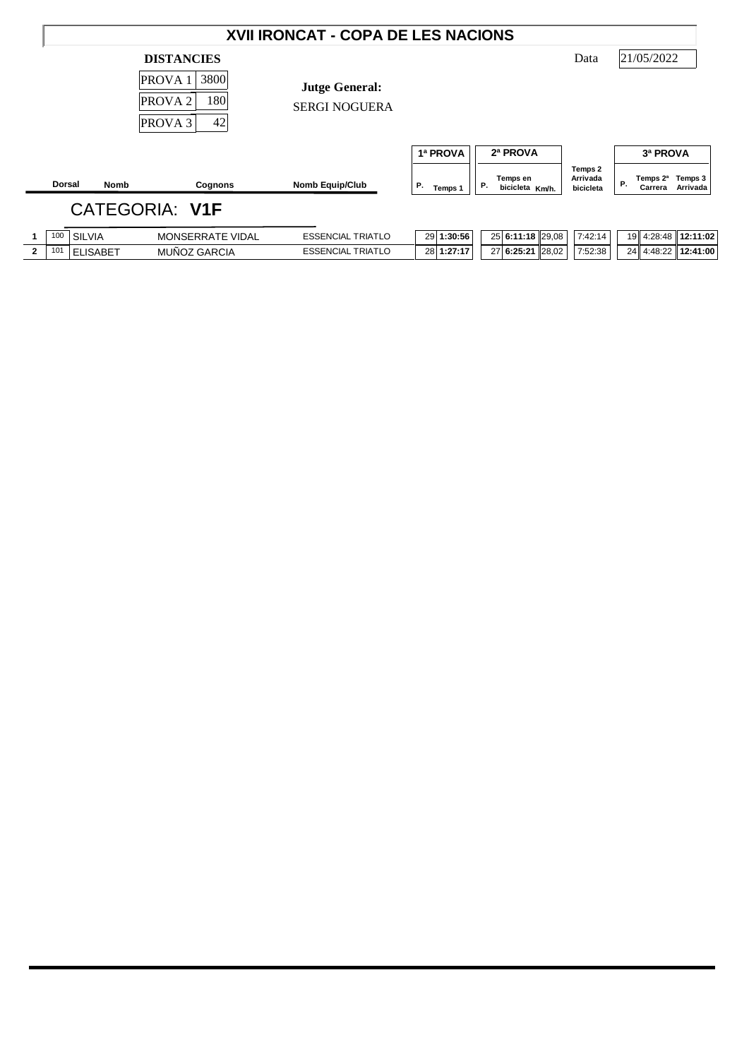# XVII IRONCAT - COPA DE LES NACIONS

**DISTANCIES**

| | |
|---|---|
| PROVA 1 | 3800 |
| PROVA 2 | 180 |
| PROVA 3 | 42 |

**Jutge General:**
SERGI NOGUERA

Data 21/05/2022

## CATEGORIA: V1F

| | Dorsal | Nomb | Cognons | Nomb Equip/Club | 1ª PROVA P. | 1ª PROVA Temps 1 | 2ª PROVA P. | 2ª PROVA Temps en bicicleta | 2ª PROVA Km/h. | Temps 2 Arrivada bicicleta | 3ª PROVA P. | 3ª PROVA Temps 2ª Carrera | 3ª PROVA Temps 3 Arrivada |
|---|---|---|---|---|---|---|---|---|---|---|---|---|---|
| 1 | 100 | SILVIA | MONSERRATE VIDAL | ESSENCIAL TRIATLO | 29 | **1:30:56** | 25 | **6:11:18** | 29,08 | 7:42:14 | 19 | 4:28:48 | **12:11:02** |
| 2 | 101 | ELISABET | MUÑOZ GARCIA | ESSENCIAL TRIATLO | 28 | **1:27:17** | 27 | **6:25:21** | 28,02 | 7:52:38 | 24 | 4:48:22 | **12:41:00** |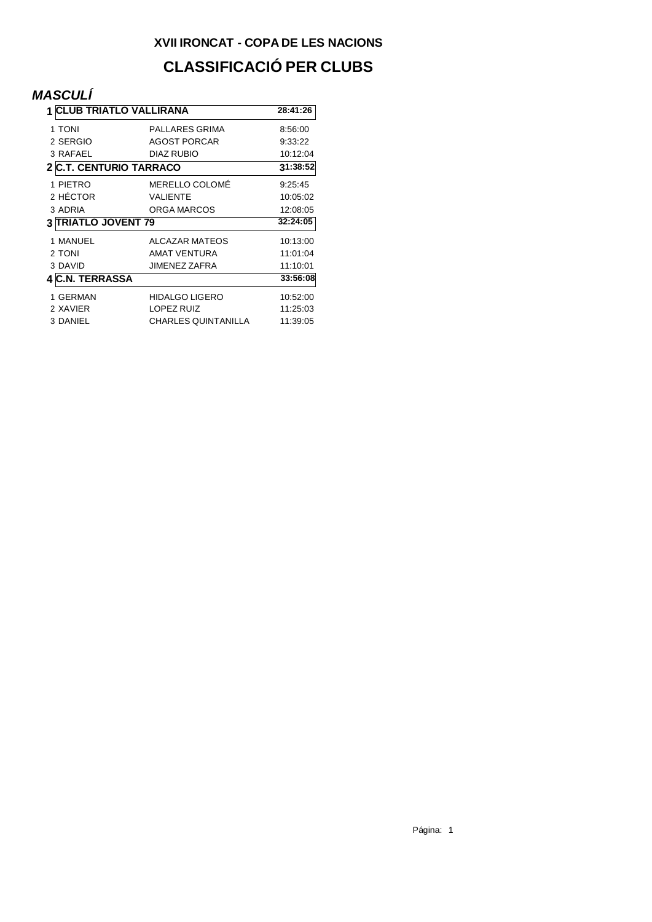# XVII IRONCAT - COPA DE LES NACIONS

## CLASSIFICACIÓ PER CLUBS

### *MASCULÍ*

| | | | |
|---|---|---|---|
| **1** | **CLUB TRIATLO VALLIRANA** | | **28:41:26** |
| 1 | TONI | PALLARES GRIMA | 8:56:00 |
| 2 | SERGIO | AGOST PORCAR | 9:33:22 |
| 3 | RAFAEL | DIAZ RUBIO | 10:12:04 |
| **2** | **C.T. CENTURIO TARRACO** | | **31:38:52** |
| 1 | PIETRO | MERELLO COLOMÉ | 9:25:45 |
| 2 | HÉCTOR | VALIENTE | 10:05:02 |
| 3 | ADRIA | ORGA MARCOS | 12:08:05 |
| **3** | **TRIATLO JOVENT 79** | | **32:24:05** |
| 1 | MANUEL | ALCAZAR MATEOS | 10:13:00 |
| 2 | TONI | AMAT VENTURA | 11:01:04 |
| 3 | DAVID | JIMENEZ ZAFRA | 11:10:01 |
| **4** | **C.N. TERRASSA** | | **33:56:08** |
| 1 | GERMAN | HIDALGO LIGERO | 10:52:00 |
| 2 | XAVIER | LOPEZ RUIZ | 11:25:03 |
| 3 | DANIEL | CHARLES QUINTANILLA | 11:39:05 |